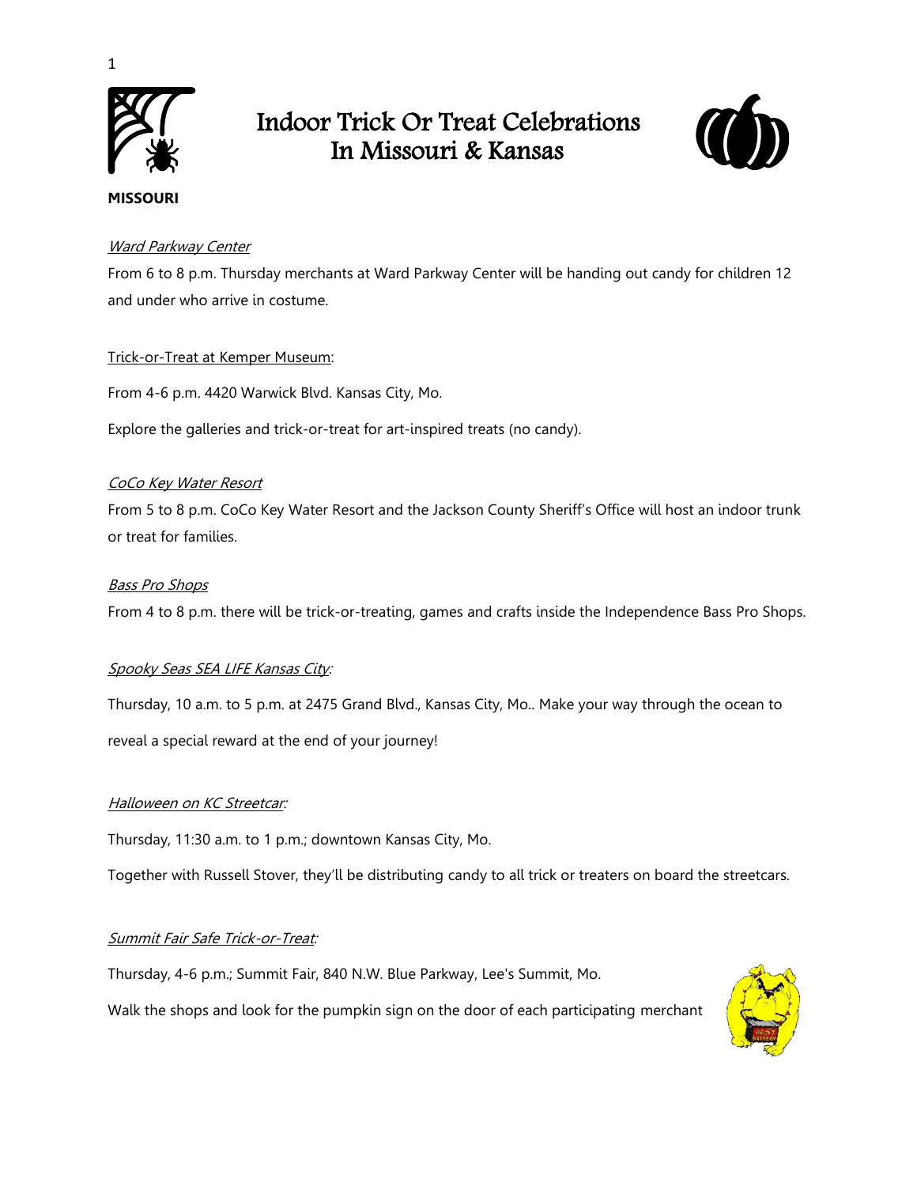# Indoor Trick Or Treat Celebrations In Missouri & Kansas

**MISSOURI**

*Ward Parkway Center*

From 6 to 8 p.m. Thursday merchants at Ward Parkway Center will be handing out candy for children 12 and under who arrive in costume.

Trick-or-Treat at Kemper Museum:

From 4-6 p.m. 4420 Warwick Blvd. Kansas City, Mo.

Explore the galleries and trick-or-treat for art-inspired treats (no candy).

*CoCo Key Water Resort*

From 5 to 8 p.m. CoCo Key Water Resort and the Jackson County Sheriff's Office will host an indoor trunk or treat for families.

*Bass Pro Shops*

From 4 to 8 p.m. there will be trick-or-treating, games and crafts inside the Independence Bass Pro Shops.

*Spooky Seas SEA LIFE Kansas City:*

Thursday, 10 a.m. to 5 p.m. at 2475 Grand Blvd., Kansas City, Mo.. Make your way through the ocean to reveal a special reward at the end of your journey!

*Halloween on KC Streetcar:*

Thursday, 11:30 a.m. to 1 p.m.; downtown Kansas City, Mo.

Together with Russell Stover, they'll be distributing candy to all trick or treaters on board the streetcars.

*Summit Fair Safe Trick-or-Treat:*

Thursday, 4-6 p.m.; Summit Fair, 840 N.W. Blue Parkway, Lee's Summit, Mo.

Walk the shops and look for the pumpkin sign on the door of each participating merchant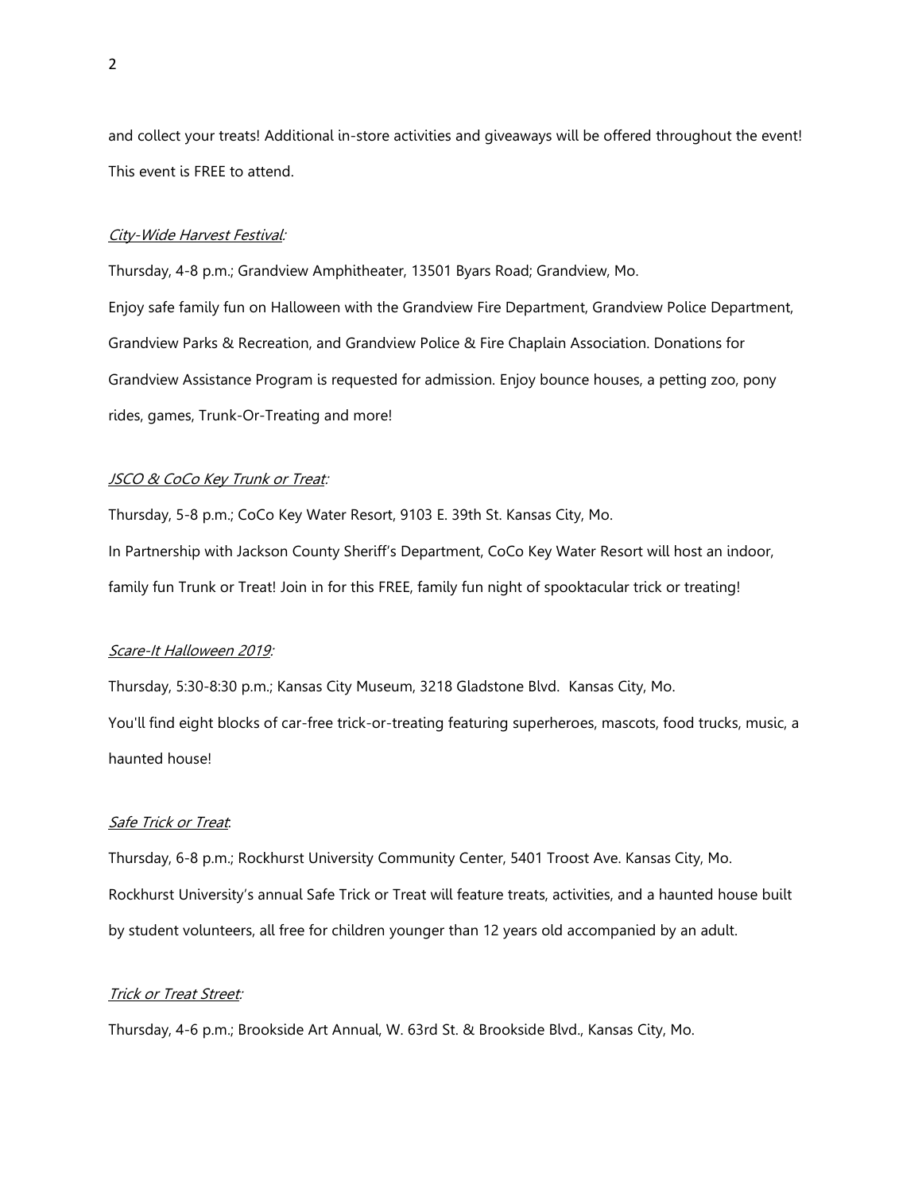and collect your treats! Additional in-store activities and giveaways will be offered throughout the event! This event is FREE to attend.

*City-Wide Harvest Festival:*

Thursday, 4-8 p.m.; Grandview Amphitheater, 13501 Byars Road; Grandview, Mo.

Enjoy safe family fun on Halloween with the Grandview Fire Department, Grandview Police Department, Grandview Parks & Recreation, and Grandview Police & Fire Chaplain Association. Donations for Grandview Assistance Program is requested for admission. Enjoy bounce houses, a petting zoo, pony rides, games, Trunk-Or-Treating and more!

*JSCO & CoCo Key Trunk or Treat:*

Thursday, 5-8 p.m.; CoCo Key Water Resort, 9103 E. 39th St. Kansas City, Mo.

In Partnership with Jackson County Sheriff's Department, CoCo Key Water Resort will host an indoor, family fun Trunk or Treat! Join in for this FREE, family fun night of spooktacular trick or treating!

*Scare-It Halloween 2019:*

Thursday, 5:30-8:30 p.m.; Kansas City Museum, 3218 Gladstone Blvd. Kansas City, Mo.

You'll find eight blocks of car-free trick-or-treating featuring superheroes, mascots, food trucks, music, a haunted house!

*Safe Trick or Treat:*

Thursday, 6-8 p.m.; Rockhurst University Community Center, 5401 Troost Ave. Kansas City, Mo.

Rockhurst University's annual Safe Trick or Treat will feature treats, activities, and a haunted house built by student volunteers, all free for children younger than 12 years old accompanied by an adult.

*Trick or Treat Street:*

Thursday, 4-6 p.m.; Brookside Art Annual, W. 63rd St. & Brookside Blvd., Kansas City, Mo.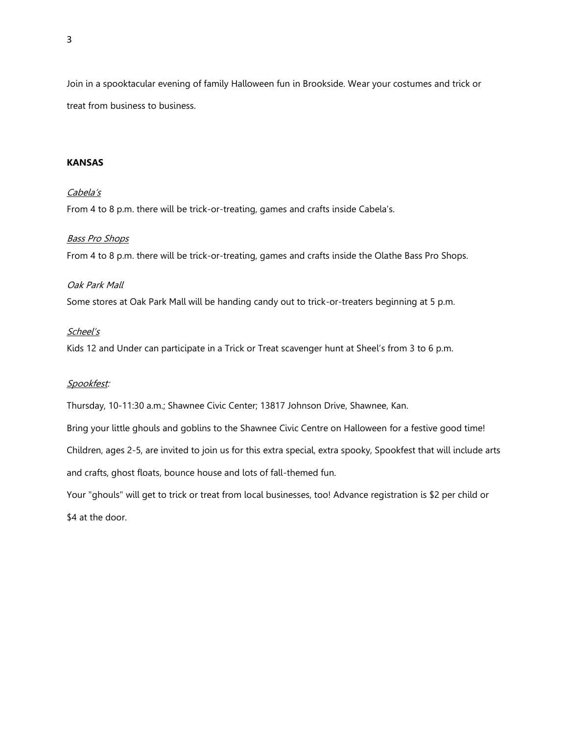Join in a spooktacular evening of family Halloween fun in Brookside. Wear your costumes and trick or treat from business to business.

**KANSAS**

*Cabela's*

From 4 to 8 p.m. there will be trick-or-treating, games and crafts inside Cabela's.

*Bass Pro Shops*

From 4 to 8 p.m. there will be trick-or-treating, games and crafts inside the Olathe Bass Pro Shops.

*Oak Park Mall*

Some stores at Oak Park Mall will be handing candy out to trick-or-treaters beginning at 5 p.m.

*Scheel's*

Kids 12 and Under can participate in a Trick or Treat scavenger hunt at Sheel's from 3 to 6 p.m.

*Spookfest:*

Thursday, 10-11:30 a.m.; Shawnee Civic Center; 13817 Johnson Drive, Shawnee, Kan.

Bring your little ghouls and goblins to the Shawnee Civic Centre on Halloween for a festive good time! Children, ages 2-5, are invited to join us for this extra special, extra spooky, Spookfest that will include arts and crafts, ghost floats, bounce house and lots of fall-themed fun.

Your "ghouls" will get to trick or treat from local businesses, too! Advance registration is $2 per child or $4 at the door.